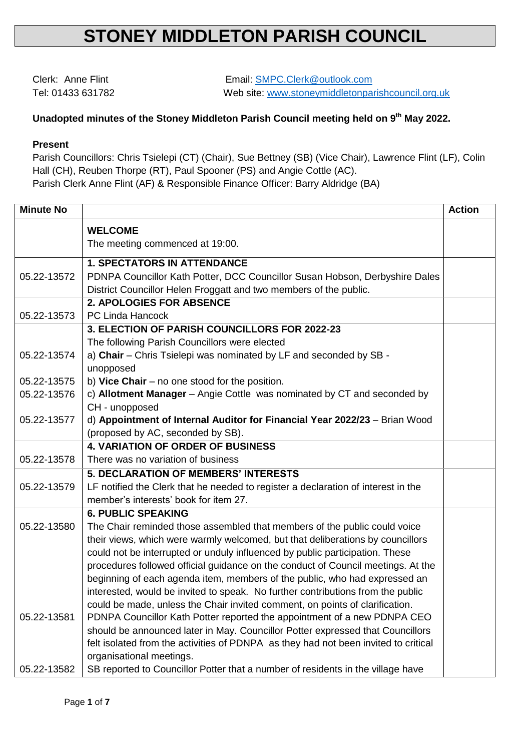# STONEY MIDDLETON PARISH COUNCIL

Clerk: Anne Flint  
Tel: 01433 631782

Email: SMPC.Clerk@outlook.com  
Web site: www.stoneymiddletonparishcouncil.org.uk

**Unadopted minutes of the Stoney Middleton Parish Council meeting held on 9th May 2022.**

**Present**

Parish Councillors: Chris Tsielepi (CT) (Chair), Sue Bettney (SB) (Vice Chair), Lawrence Flint (LF), Colin Hall (CH), Reuben Thorpe (RT), Paul Spooner (PS) and Angie Cottle (AC).  
Parish Clerk Anne Flint (AF) & Responsible Finance Officer: Barry Aldridge (BA)

| Minute No | | Action |
|---|---|---|
| | **WELCOME**<br>The meeting commenced at 19:00. | |
| | **1. SPECTATORS IN ATTENDANCE** | |
| 05.22-13572 | PDNPA Councillor Kath Potter, DCC Councillor Susan Hobson, Derbyshire Dales District Councillor Helen Froggatt and two members of the public. | |
| | **2. APOLOGIES FOR ABSENCE** | |
| 05.22-13573 | PC Linda Hancock | |
| | **3. ELECTION OF PARISH COUNCILLORS FOR 2022-23**<br>The following Parish Councillors were elected | |
| 05.22-13574 | a) **Chair** – Chris Tsielepi was nominated by LF and seconded by SB - unopposed | |
| 05.22-13575 | b) **Vice Chair** – no one stood for the position. | |
| 05.22-13576 | c) **Allotment Manager** – Angie Cottle was nominated by CT and seconded by CH - unopposed | |
| 05.22-13577 | d) **Appointment of Internal Auditor for Financial Year 2022/23** – Brian Wood (proposed by AC, seconded by SB). | |
| | **4. VARIATION OF ORDER OF BUSINESS** | |
| 05.22-13578 | There was no variation of business | |
| | **5. DECLARATION OF MEMBERS' INTERESTS** | |
| 05.22-13579 | LF notified the Clerk that he needed to register a declaration of interest in the member's interests' book for item 27. | |
| | **6. PUBLIC SPEAKING** | |
| 05.22-13580 | The Chair reminded those assembled that members of the public could voice their views, which were warmly welcomed, but that deliberations by councillors could not be interrupted or unduly influenced by public participation. These procedures followed official guidance on the conduct of Council meetings. At the beginning of each agenda item, members of the public, who had expressed an interested, would be invited to speak. No further contributions from the public could be made, unless the Chair invited comment, on points of clarification. | |
| 05.22-13581 | PDNPA Councillor Kath Potter reported the appointment of a new PDNPA CEO should be announced later in May. Councillor Potter expressed that Councillors felt isolated from the activities of PDNPA as they had not been invited to critical organisational meetings. | |
| 05.22-13582 | SB reported to Councillor Potter that a number of residents in the village have | |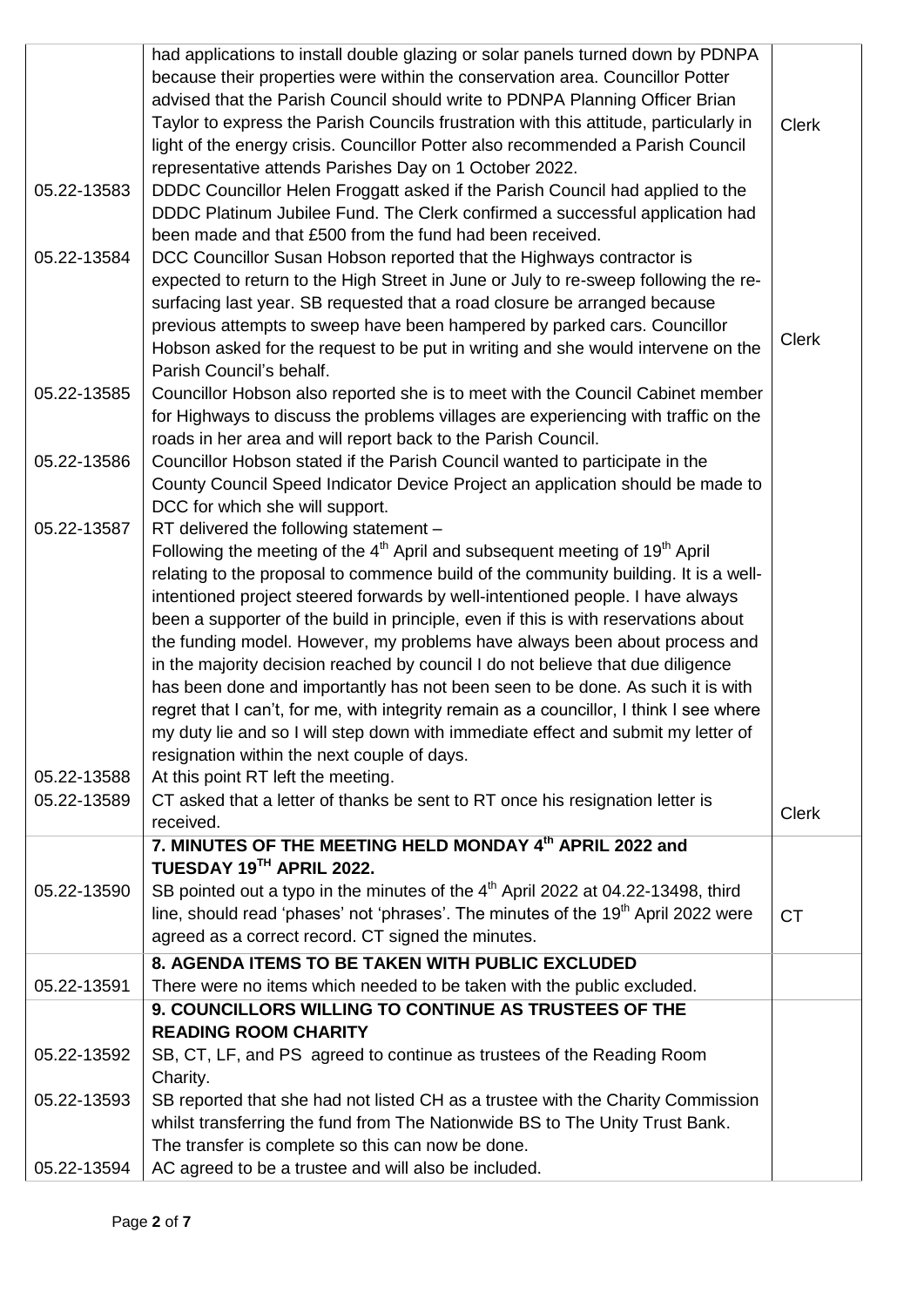| | | |
|---|---|---|
| | had applications to install double glazing or solar panels turned down by PDNPA because their properties were within the conservation area. Councillor Potter advised that the Parish Council should write to PDNPA Planning Officer Brian Taylor to express the Parish Councils frustration with this attitude, particularly in light of the energy crisis. Councillor Potter also recommended a Parish Council representative attends Parishes Day on 1 October 2022. | Clerk |
| 05.22-13583 | DDDC Councillor Helen Froggatt asked if the Parish Council had applied to the DDDC Platinum Jubilee Fund. The Clerk confirmed a successful application had been made and that £500 from the fund had been received. | |
| 05.22-13584 | DCC Councillor Susan Hobson reported that the Highways contractor is expected to return to the High Street in June or July to re-sweep following the re-surfacing last year. SB requested that a road closure be arranged because previous attempts to sweep have been hampered by parked cars. Councillor Hobson asked for the request to be put in writing and she would intervene on the Parish Council's behalf. | Clerk |
| 05.22-13585 | Councillor Hobson also reported she is to meet with the Council Cabinet member for Highways to discuss the problems villages are experiencing with traffic on the roads in her area and will report back to the Parish Council. | |
| 05.22-13586 | Councillor Hobson stated if the Parish Council wanted to participate in the County Council Speed Indicator Device Project an application should be made to DCC for which she will support. | |
| 05.22-13587 | RT delivered the following statement – Following the meeting of the 4th April and subsequent meeting of 19th April relating to the proposal to commence build of the community building. It is a well-intentioned project steered forwards by well-intentioned people. I have always been a supporter of the build in principle, even if this is with reservations about the funding model. However, my problems have always been about process and in the majority decision reached by council I do not believe that due diligence has been done and importantly has not been seen to be done. As such it is with regret that I can't, for me, with integrity remain as a councillor, I think I see where my duty lie and so I will step down with immediate effect and submit my letter of resignation within the next couple of days. | |
| 05.22-13588 | At this point RT left the meeting. | |
| 05.22-13589 | CT asked that a letter of thanks be sent to RT once his resignation letter is received. | Clerk |
| | **7. MINUTES OF THE MEETING HELD MONDAY 4th APRIL 2022 and TUESDAY 19TH APRIL 2022.** | |
| 05.22-13590 | SB pointed out a typo in the minutes of the 4th April 2022 at 04.22-13498, third line, should read 'phases' not 'phrases'. The minutes of the 19th April 2022 were agreed as a correct record. CT signed the minutes. | CT |
| | **8. AGENDA ITEMS TO BE TAKEN WITH PUBLIC EXCLUDED** | |
| 05.22-13591 | There were no items which needed to be taken with the public excluded. | |
| | **9. COUNCILLORS WILLING TO CONTINUE AS TRUSTEES OF THE READING ROOM CHARITY** | |
| 05.22-13592 | SB, CT, LF, and PS agreed to continue as trustees of the Reading Room Charity. | |
| 05.22-13593 | SB reported that she had not listed CH as a trustee with the Charity Commission whilst transferring the fund from The Nationwide BS to The Unity Trust Bank. The transfer is complete so this can now be done. | |
| 05.22-13594 | AC agreed to be a trustee and will also be included. | |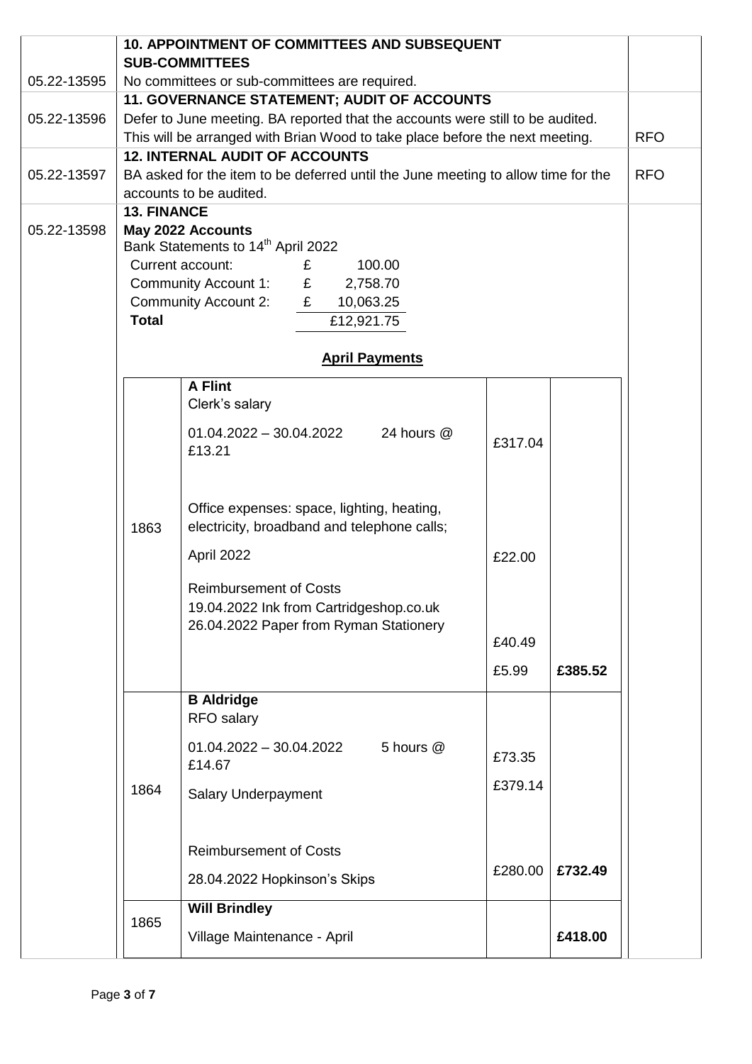| | | |
|---|---|---|
| | **10. APPOINTMENT OF COMMITTEES AND SUBSEQUENT SUB-COMMITTEES** | |
| 05.22-13595 | No committees or sub-committees are required. | |
| | **11. GOVERNANCE STATEMENT; AUDIT OF ACCOUNTS** | |
| 05.22-13596 | Defer to June meeting. BA reported that the accounts were still to be audited. This will be arranged with Brian Wood to take place before the next meeting. | RFO |
| | **12. INTERNAL AUDIT OF ACCOUNTS** | |
| 05.22-13597 | BA asked for the item to be deferred until the June meeting to allow time for the accounts to be audited. | RFO |
| | **13. FINANCE** | |
| 05.22-13598 | **May 2022 Accounts** | |

Bank Statements to 14th April 2022

| | | |
|---|---|---|
| Current account: | £ | 100.00 |
| Community Account 1: | £ | 2,758.70 |
| Community Account 2: | £ | 10,063.25 |
| **Total** | | £12,921.75 |

**April Payments**

| | | | |
|---|---|---|---|
| 1863 | **A Flint**<br>Clerk's salary<br>01.04.2022 – 30.04.2022 24 hours @ £13.21 | £317.04 | |
| | Office expenses: space, lighting, heating, electricity, broadband and telephone calls;<br>April 2022 | £22.00 | |
| | Reimbursement of Costs<br>19.04.2022 Ink from Cartridgeshop.co.uk | £40.49 | |
| | 26.04.2022 Paper from Ryman Stationery | £5.99 | **£385.52** |
| 1864 | **B Aldridge**<br>RFO salary<br>01.04.2022 – 30.04.2022 5 hours @ £14.67 | £73.35 | |
| | Salary Underpayment | £379.14 | |
| | Reimbursement of Costs<br>28.04.2022 Hopkinson's Skips | £280.00 | **£732.49** |
| 1865 | **Will Brindley**<br>Village Maintenance - April | | **£418.00** |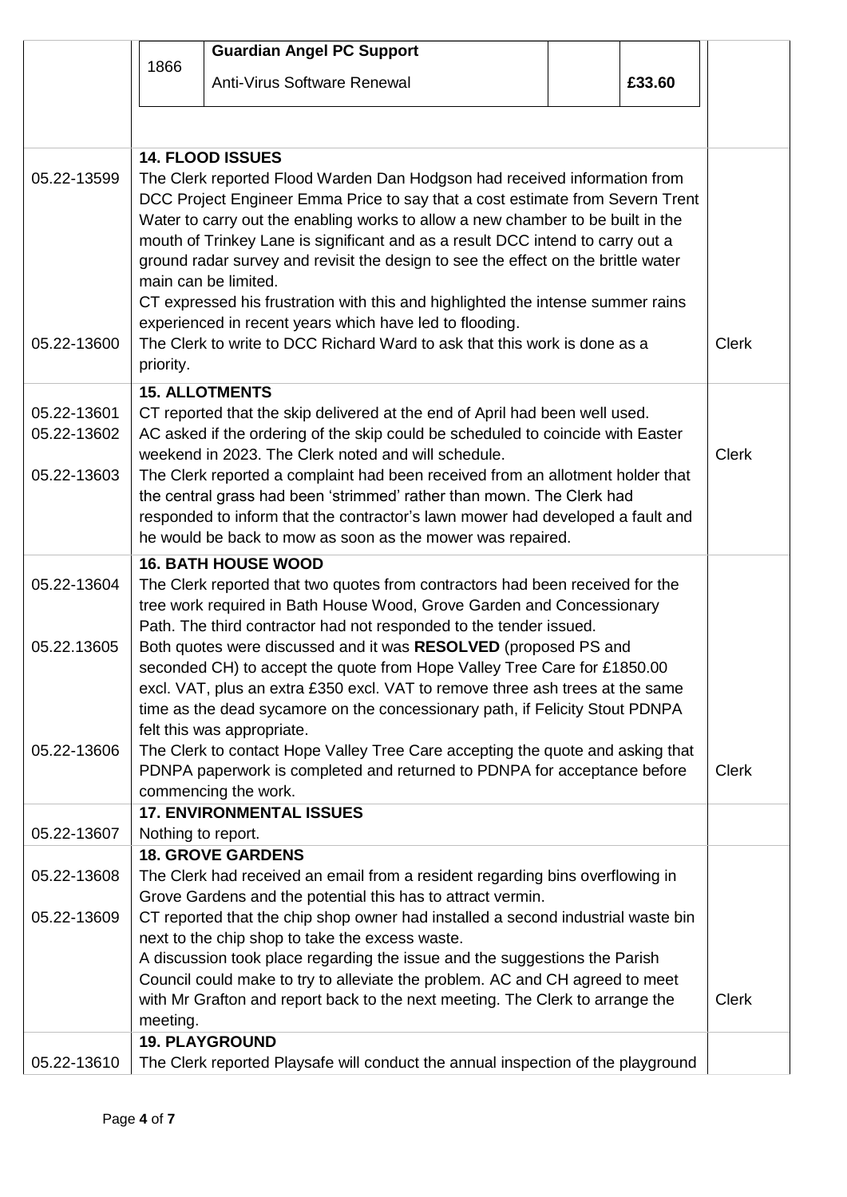| 1866 | **Guardian Angel PC Support**<br>Anti-Virus Software Renewal | | **£33.60** |
|---|---|---|---|

| | | |
|---|---|---|
| | **14. FLOOD ISSUES** | |
| 05.22-13599 | The Clerk reported Flood Warden Dan Hodgson had received information from DCC Project Engineer Emma Price to say that a cost estimate from Severn Trent Water to carry out the enabling works to allow a new chamber to be built in the mouth of Trinkey Lane is significant and as a result DCC intend to carry out a ground radar survey and revisit the design to see the effect on the brittle water main can be limited.<br>CT expressed his frustration with this and highlighted the intense summer rains experienced in recent years which have led to flooding. | |
| 05.22-13600 | The Clerk to write to DCC Richard Ward to ask that this work is done as a priority. | Clerk |
| | **15. ALLOTMENTS** | |
| 05.22-13601 | CT reported that the skip delivered at the end of April had been well used. | |
| 05.22-13602 | AC asked if the ordering of the skip could be scheduled to coincide with Easter weekend in 2023. The Clerk noted and will schedule. | Clerk |
| 05.22-13603 | The Clerk reported a complaint had been received from an allotment holder that the central grass had been 'strimmed' rather than mown. The Clerk had responded to inform that the contractor's lawn mower had developed a fault and he would be back to mow as soon as the mower was repaired. | |
| | **16. BATH HOUSE WOOD** | |
| 05.22-13604 | The Clerk reported that two quotes from contractors had been received for the tree work required in Bath House Wood, Grove Garden and Concessionary Path. The third contractor had not responded to the tender issued. | |
| 05.22.13605 | Both quotes were discussed and it was **RESOLVED** (proposed PS and seconded CH) to accept the quote from Hope Valley Tree Care for £1850.00 excl. VAT, plus an extra £350 excl. VAT to remove three ash trees at the same time as the dead sycamore on the concessionary path, if Felicity Stout PDNPA felt this was appropriate. | |
| 05.22-13606 | The Clerk to contact Hope Valley Tree Care accepting the quote and asking that PDNPA paperwork is completed and returned to PDNPA for acceptance before commencing the work. | Clerk |
| | **17. ENVIRONMENTAL ISSUES** | |
| 05.22-13607 | Nothing to report. | |
| | **18. GROVE GARDENS** | |
| 05.22-13608 | The Clerk had received an email from a resident regarding bins overflowing in Grove Gardens and the potential this has to attract vermin. | |
| 05.22-13609 | CT reported that the chip shop owner had installed a second industrial waste bin next to the chip shop to take the excess waste.<br>A discussion took place regarding the issue and the suggestions the Parish Council could make to try to alleviate the problem. AC and CH agreed to meet with Mr Grafton and report back to the next meeting. The Clerk to arrange the meeting. | Clerk |
| | **19. PLAYGROUND** | |
| 05.22-13610 | The Clerk reported Playsafe will conduct the annual inspection of the playground | |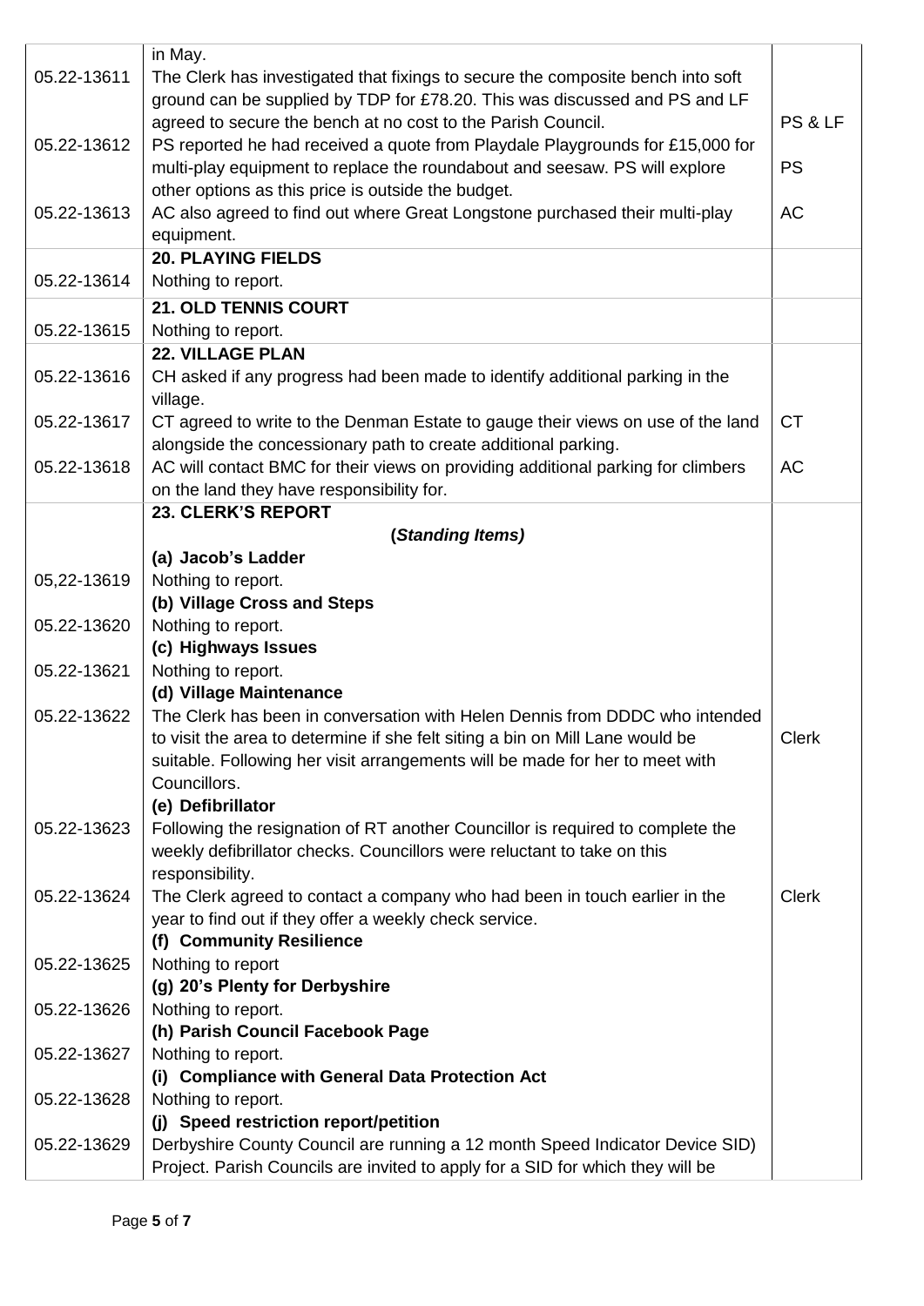| | | |
|---|---|---|
| | in May. | |
| 05.22-13611 | The Clerk has investigated that fixings to secure the composite bench into soft ground can be supplied by TDP for £78.20. This was discussed and PS and LF agreed to secure the bench at no cost to the Parish Council. | PS & LF |
| 05.22-13612 | PS reported he had received a quote from Playdale Playgrounds for £15,000 for multi-play equipment to replace the roundabout and seesaw. PS will explore other options as this price is outside the budget. | PS |
| 05.22-13613 | AC also agreed to find out where Great Longstone purchased their multi-play equipment. | AC |
| | **20. PLAYING FIELDS** | |
| 05.22-13614 | Nothing to report. | |
| | **21. OLD TENNIS COURT** | |
| 05.22-13615 | Nothing to report. | |
| | **22. VILLAGE PLAN** | |
| 05.22-13616 | CH asked if any progress had been made to identify additional parking in the village. | |
| 05.22-13617 | CT agreed to write to the Denman Estate to gauge their views on use of the land alongside the concessionary path to create additional parking. | CT |
| 05.22-13618 | AC will contact BMC for their views on providing additional parking for climbers on the land they have responsibility for. | AC |
| | **23. CLERK'S REPORT** | |
| | ***(Standing Items)*** | |
| | **(a) Jacob's Ladder** | |
| 05,22-13619 | Nothing to report. | |
| | **(b) Village Cross and Steps** | |
| 05.22-13620 | Nothing to report. | |
| | **(c) Highways Issues** | |
| 05.22-13621 | Nothing to report. | |
| | **(d) Village Maintenance** | |
| 05.22-13622 | The Clerk has been in conversation with Helen Dennis from DDDC who intended to visit the area to determine if she felt siting a bin on Mill Lane would be suitable. Following her visit arrangements will be made for her to meet with Councillors. | Clerk |
| | **(e) Defibrillator** | |
| 05.22-13623 | Following the resignation of RT another Councillor is required to complete the weekly defibrillator checks. Councillors were reluctant to take on this responsibility. | |
| 05.22-13624 | The Clerk agreed to contact a company who had been in touch earlier in the year to find out if they offer a weekly check service. | Clerk |
| | **(f) Community Resilience** | |
| 05.22-13625 | Nothing to report | |
| | **(g) 20's Plenty for Derbyshire** | |
| 05.22-13626 | Nothing to report. | |
| | **(h) Parish Council Facebook Page** | |
| 05.22-13627 | Nothing to report. | |
| | **(i) Compliance with General Data Protection Act** | |
| 05.22-13628 | Nothing to report. | |
| | **(j) Speed restriction report/petition** | |
| 05.22-13629 | Derbyshire County Council are running a 12 month Speed Indicator Device SID) Project. Parish Councils are invited to apply for a SID for which they will be | |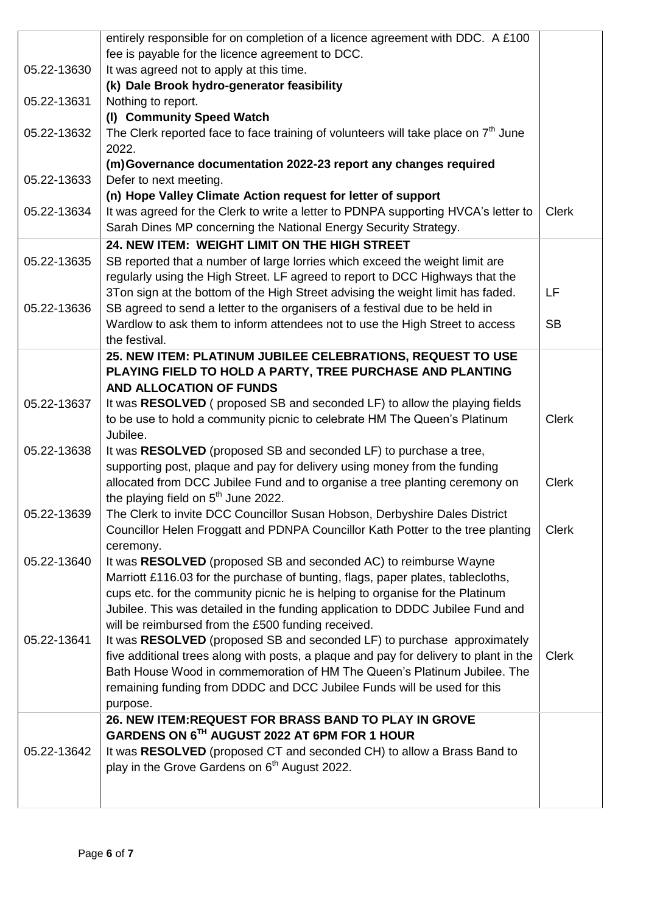| | | |
|---|---|---|
| | entirely responsible for on completion of a licence agreement with DDC. A £100 fee is payable for the licence agreement to DCC. | |
| 05.22-13630 | It was agreed not to apply at this time. | |
| | **(k) Dale Brook hydro-generator feasibility** | |
| 05.22-13631 | Nothing to report. | |
| | **(l) Community Speed Watch** | |
| 05.22-13632 | The Clerk reported face to face training of volunteers will take place on 7th June 2022. | |
| | **(m) Governance documentation 2022-23 report any changes required** | |
| 05.22-13633 | Defer to next meeting. | |
| | **(n) Hope Valley Climate Action request for letter of support** | |
| 05.22-13634 | It was agreed for the Clerk to write a letter to PDNPA supporting HVCA's letter to Sarah Dines MP concerning the National Energy Security Strategy. | Clerk |
| | **24. NEW ITEM: WEIGHT LIMIT ON THE HIGH STREET** | |
| 05.22-13635 | SB reported that a number of large lorries which exceed the weight limit are regularly using the High Street. LF agreed to report to DCC Highways that the 3Ton sign at the bottom of the High Street advising the weight limit has faded. | LF |
| 05.22-13636 | SB agreed to send a letter to the organisers of a festival due to be held in Wardlow to ask them to inform attendees not to use the High Street to access the festival. | SB |
| | **25. NEW ITEM: PLATINUM JUBILEE CELEBRATIONS, REQUEST TO USE PLAYING FIELD TO HOLD A PARTY, TREE PURCHASE AND PLANTING AND ALLOCATION OF FUNDS** | |
| 05.22-13637 | It was **RESOLVED** ( proposed SB and seconded LF) to allow the playing fields to be use to hold a community picnic to celebrate HM The Queen's Platinum Jubilee. | Clerk |
| 05.22-13638 | It was **RESOLVED** (proposed SB and seconded LF) to purchase a tree, supporting post, plaque and pay for delivery using money from the funding allocated from DCC Jubilee Fund and to organise a tree planting ceremony on the playing field on 5th June 2022. | Clerk |
| 05.22-13639 | The Clerk to invite DCC Councillor Susan Hobson, Derbyshire Dales District Councillor Helen Froggatt and PDNPA Councillor Kath Potter to the tree planting ceremony. | Clerk |
| 05.22-13640 | It was **RESOLVED** (proposed SB and seconded AC) to reimburse Wayne Marriott £116.03 for the purchase of bunting, flags, paper plates, tablecloths, cups etc. for the community picnic he is helping to organise for the Platinum Jubilee. This was detailed in the funding application to DDDC Jubilee Fund and will be reimbursed from the £500 funding received. | |
| 05.22-13641 | It was **RESOLVED** (proposed SB and seconded LF) to purchase approximately five additional trees along with posts, a plaque and pay for delivery to plant in the Bath House Wood in commemoration of HM The Queen's Platinum Jubilee. The remaining funding from DDDC and DCC Jubilee Funds will be used for this purpose. | Clerk |
| | **26. NEW ITEM:REQUEST FOR BRASS BAND TO PLAY IN GROVE GARDENS ON 6TH AUGUST 2022 AT 6PM FOR 1 HOUR** | |
| 05.22-13642 | It was **RESOLVED** (proposed CT and seconded CH) to allow a Brass Band to play in the Grove Gardens on 6th August 2022. | |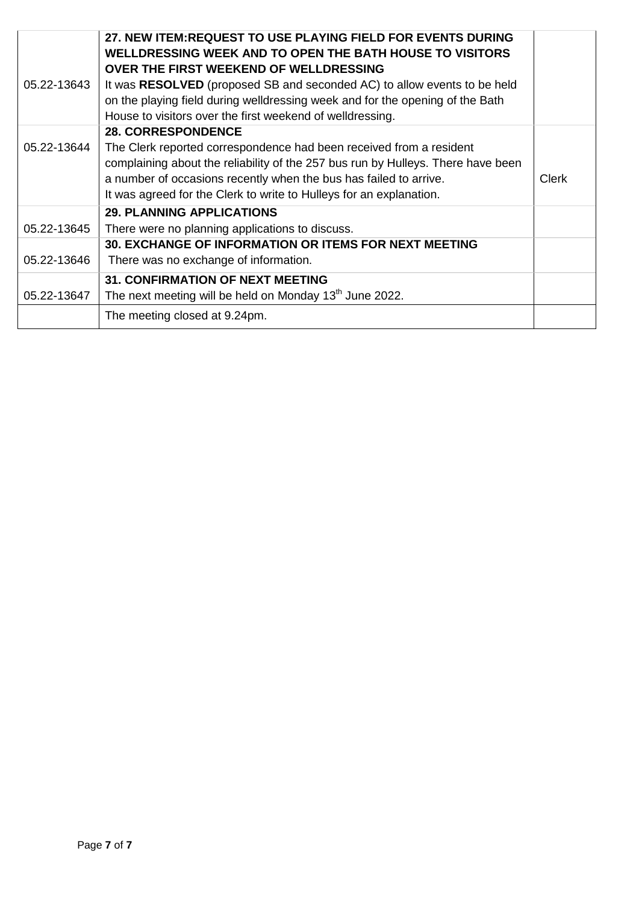| | | |
|---|---|---|
| 05.22-13643 | **27. NEW ITEM:REQUEST TO USE PLAYING FIELD FOR EVENTS DURING WELLDRESSING WEEK AND TO OPEN THE BATH HOUSE TO VISITORS OVER THE FIRST WEEKEND OF WELLDRESSING**<br>It was **RESOLVED** (proposed SB and seconded AC) to allow events to be held on the playing field during welldressing week and for the opening of the Bath House to visitors over the first weekend of welldressing. | |
| 05.22-13644 | **28. CORRESPONDENCE**<br>The Clerk reported correspondence had been received from a resident complaining about the reliability of the 257 bus run by Hulleys. There have been a number of occasions recently when the bus has failed to arrive.<br>It was agreed for the Clerk to write to Hulleys for an explanation. | Clerk |
| 05.22-13645 | **29. PLANNING APPLICATIONS**<br>There were no planning applications to discuss. | |
| 05.22-13646 | **30. EXCHANGE OF INFORMATION OR ITEMS FOR NEXT MEETING**<br>There was no exchange of information. | |
| 05.22-13647 | **31. CONFIRMATION OF NEXT MEETING**<br>The next meeting will be held on Monday 13th June 2022. | |
| | The meeting closed at 9.24pm. | |